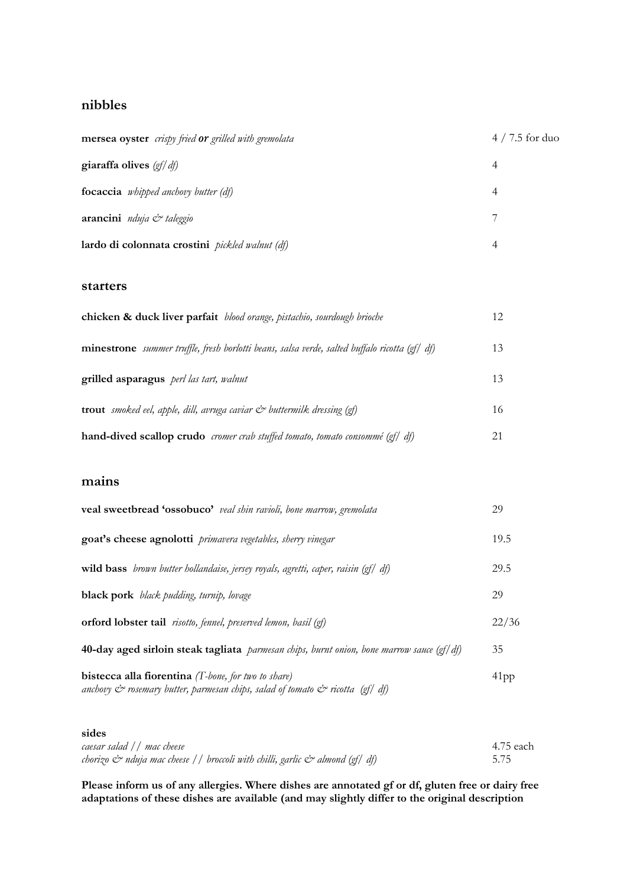## nibbles

| | |
|---|---|
| **mersea oyster** *crispy fried* ***or*** *grilled with gremolata* | 4 / 7.5 for duo |
| **giaraffa olives** *(gf/df)* | 4 |
| **focaccia** *whipped anchovy butter (df)* | 4 |
| **arancini** *nduja & taleggio* | 7 |
| **lardo di colonnata crostini** *pickled walnut (df)* | 4 |

## starters

| | |
|---|---|
| **chicken & duck liver parfait** *blood orange, pistachio, sourdough brioche* | 12 |
| **minestrone** *summer truffle, fresh borlotti beans, salsa verde, salted buffalo ricotta (gf/ df)* | 13 |
| **grilled asparagus** *perl las tart, walnut* | 13 |
| **trout** *smoked eel, apple, dill, avruga caviar & buttermilk dressing (gf)* | 16 |
| **hand-dived scallop crudo** *cromer crab stuffed tomato, tomato consommé (gf/ df)* | 21 |

## mains

| | |
|---|---|
| **veal sweetbread 'ossobuco'** *veal shin ravioli, bone marrow, gremolata* | 29 |
| **goat's cheese agnolotti** *primavera vegetables, sherry vinegar* | 19.5 |
| **wild bass** *brown butter hollandaise, jersey royals, agretti, caper, raisin (gf/ df)* | 29.5 |
| **black pork** *black pudding, turnip, lovage* | 29 |
| **orford lobster tail** *risotto, fennel, preserved lemon, basil (gf)* | 22/36 |
| **40-day aged sirloin steak tagliata** *parmesan chips, burnt onion, bone marrow sauce (gf/df)* | 35 |
| **bistecca alla fiorentina** *(T-bone, for two to share)* *anchovy & rosemary butter, parmesan chips, salad of tomato & ricotta (gf/ df)* | 41pp |

**sides**

| | |
|---|---|
| *caesar salad // mac cheese* | 4.75 each |
| *chorizo & nduja mac cheese // broccoli with chilli, garlic & almond (gf/ df)* | 5.75 |

**Please inform us of any allergies. Where dishes are annotated gf or df, gluten free or dairy free adaptations of these dishes are available (and may slightly differ to the original description**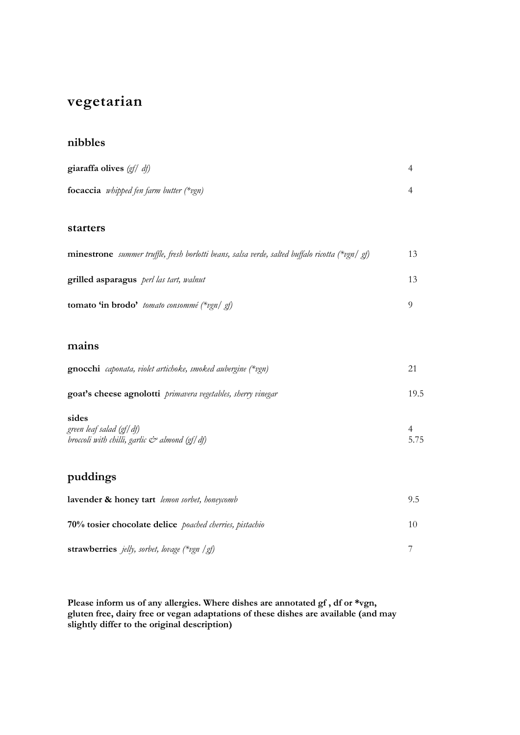# vegetarian

## nibbles

| | |
|---|---|
| **giaraffa olives** *(gf/ df)* | 4 |
| **focaccia** *whipped fen farm butter (*vgn)* | 4 |

## starters

| | |
|---|---|
| **minestrone** *summer truffle, fresh borlotti beans, salsa verde, salted buffalo ricotta (*vgn/ gf)* | 13 |
| **grilled asparagus** *perl las tart, walnut* | 13 |
| **tomato 'in brodo'** *tomato consommé (*vgn/ gf)* | 9 |

## mains

| | |
|---|---|
| **gnocchi** *caponata, violet artichoke, smoked aubergine (*vgn)* | 21 |
| **goat's cheese agnolotti** *primavera vegetables, sherry vinegar* | 19.5 |

**sides**

| | |
|---|---|
| *green leaf salad (gf/df)* | 4 |
| *broccoli with chilli, garlic & almond (gf/df)* | 5.75 |

## puddings

| | |
|---|---|
| **lavender & honey tart** *lemon sorbet, honeycomb* | 9.5 |
| **70% tosier chocolate delice** *poached cherries, pistachio* | 10 |
| **strawberries** *jelly, sorbet, lovage (*vgn /gf)* | 7 |

**Please inform us of any allergies. Where dishes are annotated gf , df or *vgn, gluten free, dairy free or vegan adaptations of these dishes are available (and may slightly differ to the original description)**